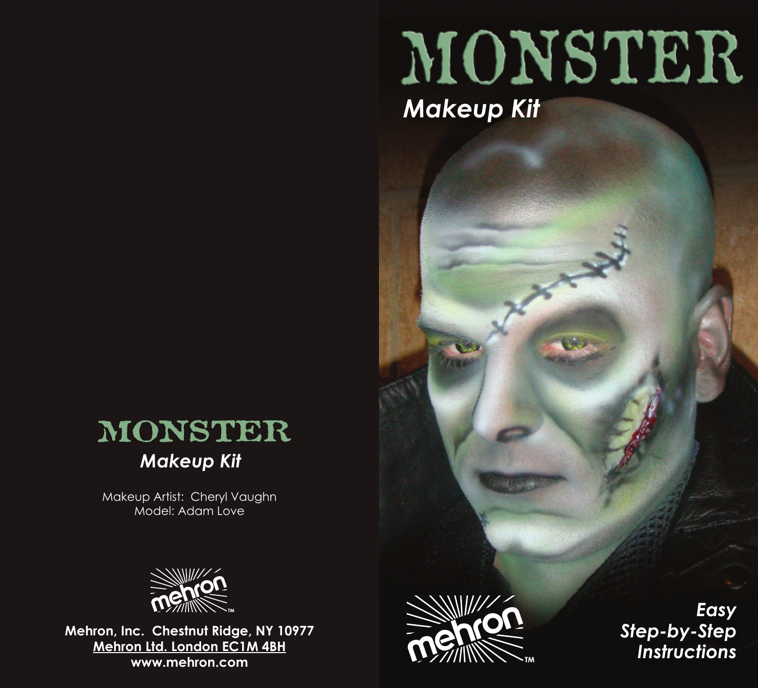# MONSTER

*Makeup Kit*

Makeup Artist: Cheryl Vaughn
Model: Adam Love

mehron™

**Mehron, Inc. Chestnut Ridge, NY 10977**
**Mehron Ltd. London EC1M 4BH**
**www.mehron.com**

# MONSTER

*Makeup Kit*

mehron™

***Easy Step-by-Step Instructions***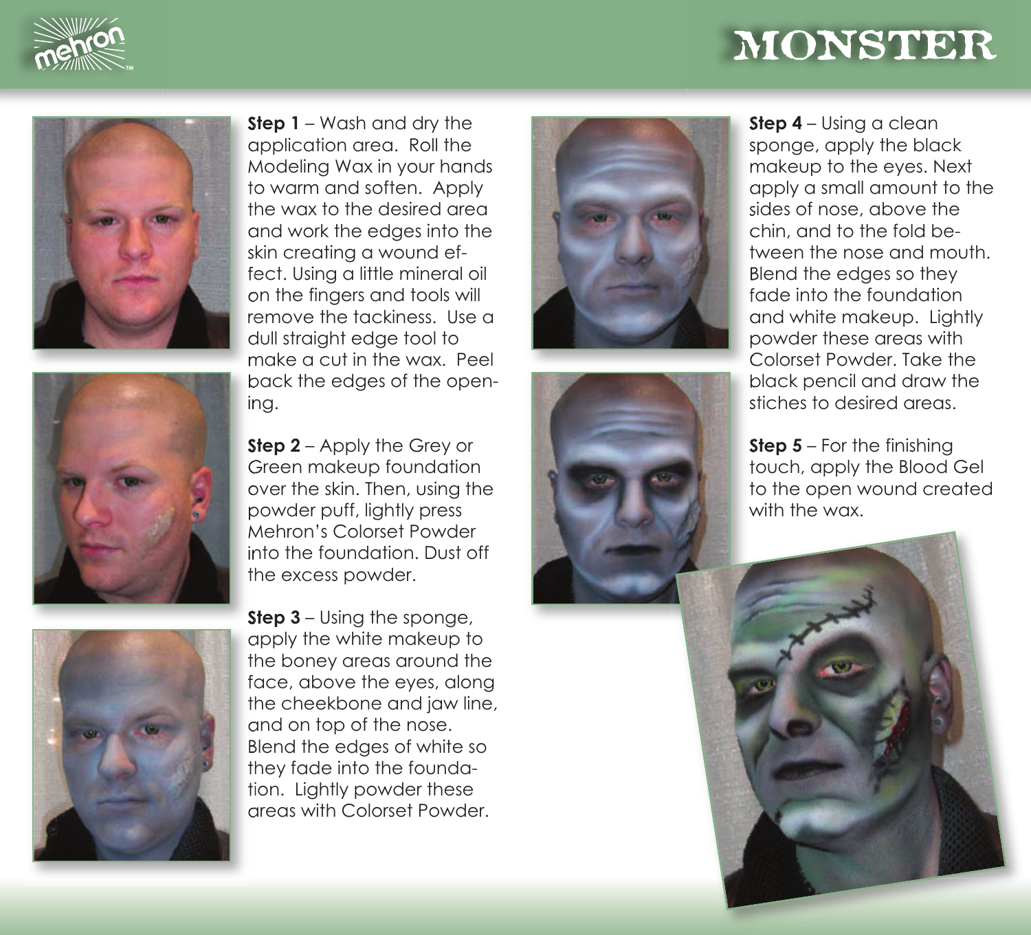# MONSTER

**Step 1** – Wash and dry the application area. Roll the Modeling Wax in your hands to warm and soften. Apply the wax to the desired area and work the edges into the skin creating a wound effect. Using a little mineral oil on the fingers and tools will remove the tackiness. Use a dull straight edge tool to make a cut in the wax. Peel back the edges of the opening.

**Step 2** – Apply the Grey or Green makeup foundation over the skin. Then, using the powder puff, lightly press Mehron's Colorset Powder into the foundation. Dust off the excess powder.

**Step 3** – Using the sponge, apply the white makeup to the boney areas around the face, above the eyes, along the cheekbone and jaw line, and on top of the nose. Blend the edges of white so they fade into the foundation. Lightly powder these areas with Colorset Powder.

**Step 4** – Using a clean sponge, apply the black makeup to the eyes. Next apply a small amount to the sides of nose, above the chin, and to the fold between the nose and mouth. Blend the edges so they fade into the foundation and white makeup. Lightly powder these areas with Colorset Powder. Take the black pencil and draw the stiches to desired areas.

**Step 5** – For the finishing touch, apply the Blood Gel to the open wound created with the wax.